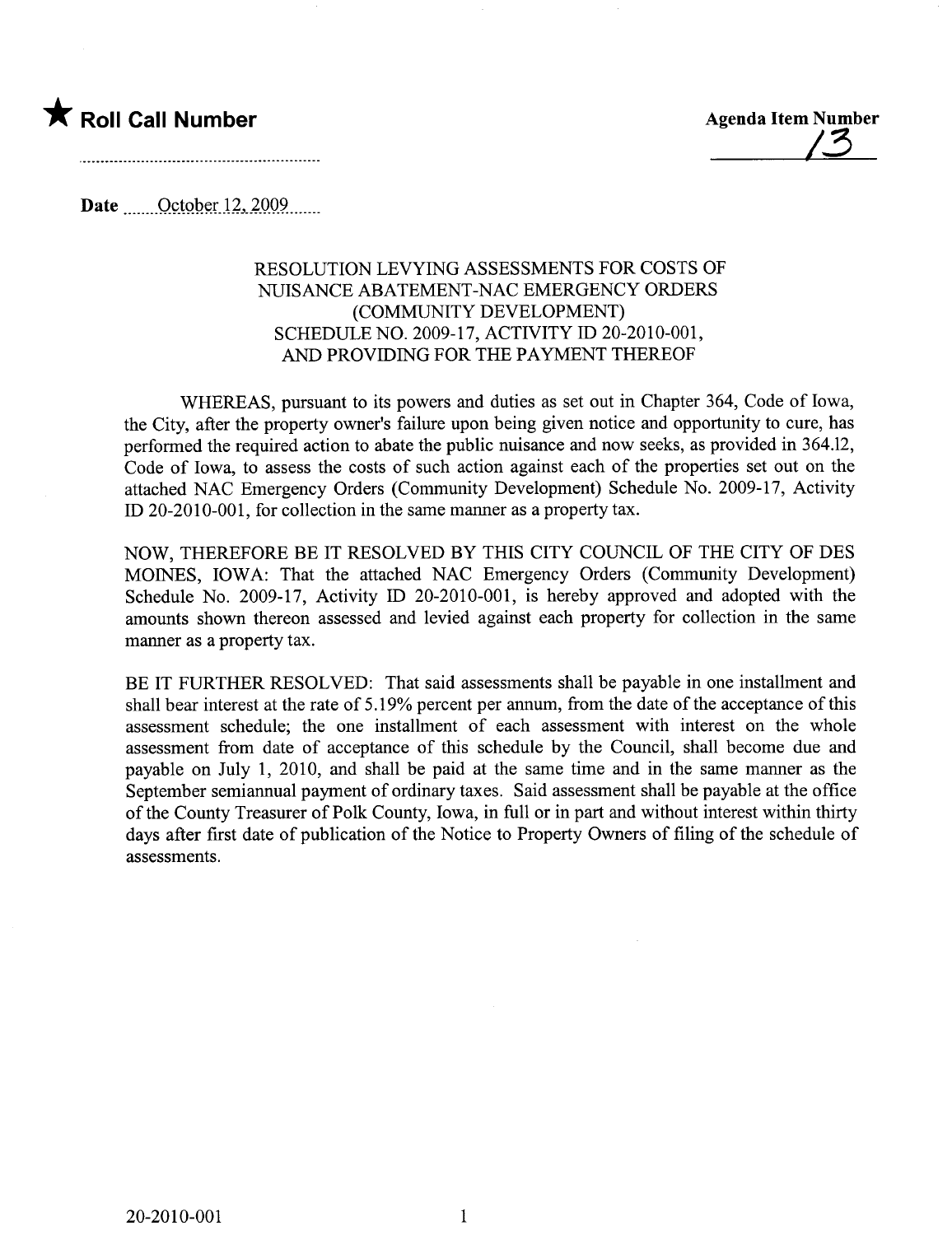★ **Roll Call Number**

**Agenda Item Number**
13

**Date** October 12, 2009

RESOLUTION LEVYING ASSESSMENTS FOR COSTS OF NUISANCE ABATEMENT-NAC EMERGENCY ORDERS (COMMUNITY DEVELOPMENT) SCHEDULE NO. 2009-17, ACTIVITY ID 20-2010-001, AND PROVIDING FOR THE PAYMENT THEREOF

WHEREAS, pursuant to its powers and duties as set out in Chapter 364, Code of Iowa, the City, after the property owner's failure upon being given notice and opportunity to cure, has performed the required action to abate the public nuisance and now seeks, as provided in 364.12, Code of Iowa, to assess the costs of such action against each of the properties set out on the attached NAC Emergency Orders (Community Development) Schedule No. 2009-17, Activity ID 20-2010-001, for collection in the same manner as a property tax.

NOW, THEREFORE BE IT RESOLVED BY THIS CITY COUNCIL OF THE CITY OF DES MOINES, IOWA: That the attached NAC Emergency Orders (Community Development) Schedule No. 2009-17, Activity ID 20-2010-001, is hereby approved and adopted with the amounts shown thereon assessed and levied against each property for collection in the same manner as a property tax.

BE IT FURTHER RESOLVED: That said assessments shall be payable in one installment and shall bear interest at the rate of 5.19% percent per annum, from the date of the acceptance of this assessment schedule; the one installment of each assessment with interest on the whole assessment from date of acceptance of this schedule by the Council, shall become due and payable on July 1, 2010, and shall be paid at the same time and in the same manner as the September semiannual payment of ordinary taxes. Said assessment shall be payable at the office of the County Treasurer of Polk County, Iowa, in full or in part and without interest within thirty days after first date of publication of the Notice to Property Owners of filing of the schedule of assessments.

20-2010-001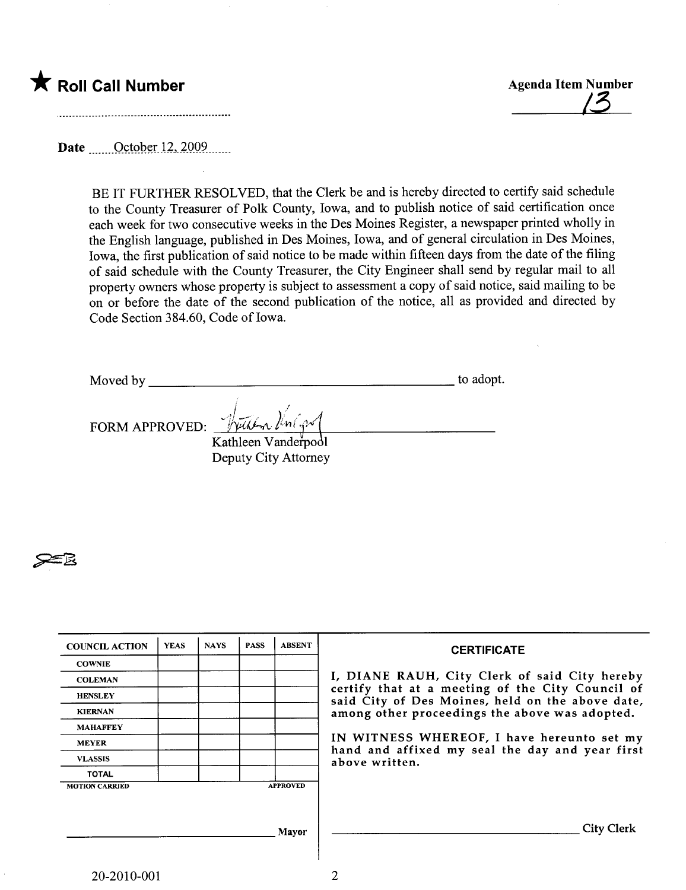★ **Roll Call Number**

..........................................................

Agenda Item Number
13

Date ......October 12, 2009.......

BE IT FURTHER RESOLVED, that the Clerk be and is hereby directed to certify said schedule to the County Treasurer of Polk County, Iowa, and to publish notice of said certification once each week for two consecutive weeks in the Des Moines Register, a newspaper printed wholly in the English language, published in Des Moines, Iowa, and of general circulation in Des Moines, Iowa, the first publication of said notice to be made within fifteen days from the date of the filing of said schedule with the County Treasurer, the City Engineer shall send by regular mail to all property owners whose property is subject to assessment a copy of said notice, said mailing to be on or before the date of the second publication of the notice, all as provided and directed by Code Section 384.60, Code of Iowa.

Moved by ______________________________________________ to adopt.

FORM APPROVED: ______________________________
Kathleen Vanderpool
Deputy City Attorney

| COUNCIL ACTION | YEAS | NAYS | PASS | ABSENT |
|---|---|---|---|---|
| COWNIE | | | | |
| COLEMAN | | | | |
| HENSLEY | | | | |
| KIERNAN | | | | |
| MAHAFFEY | | | | |
| MEYER | | | | |
| VLASSIS | | | | |
| TOTAL | | | | |
| MOTION CARRIED | | | | APPROVED |

______________________________ Mayor

**CERTIFICATE**

I, DIANE RAUH, City Clerk of said City hereby certify that at a meeting of the City Council of said City of Des Moines, held on the above date, among other proceedings the above was adopted.

IN WITNESS WHEREOF, I have hereunto set my hand and affixed my seal the day and year first above written.

______________________________ City Clerk

20-2010-001